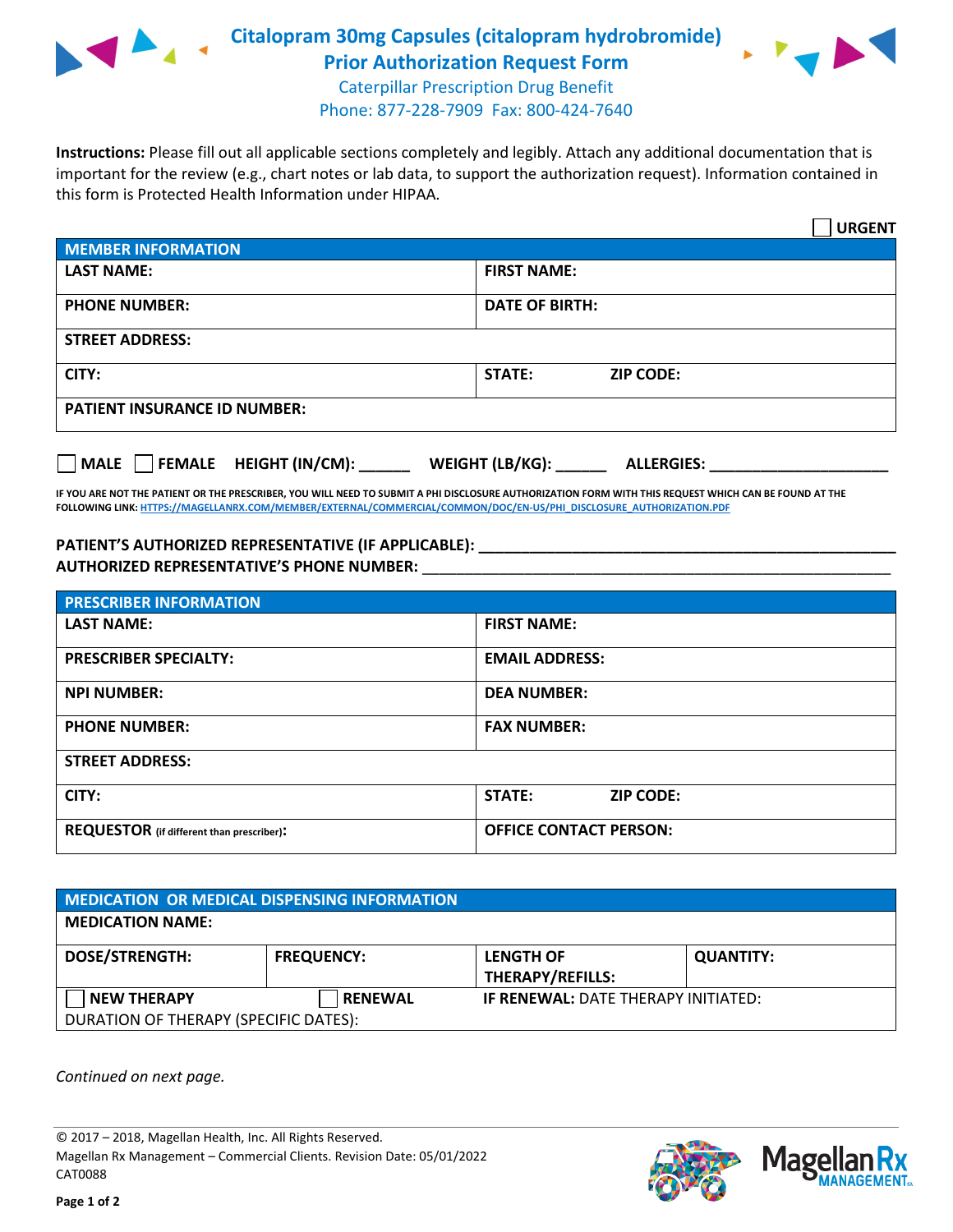# Citalopram 30mg Capsules (citalopram hydrobromide) Prior Authorization Request Form

Caterpillar Prescription Drug Benefit
Phone: 877-228-7909 Fax: 800-424-7640

**Instructions:** Please fill out all applicable sections completely and legibly. Attach any additional documentation that is important for the review (e.g., chart notes or lab data, to support the authorization request). Information contained in this form is Protected Health Information under HIPAA.

☐ **URGENT**

| **MEMBER INFORMATION** | |
|---|---|
| **LAST NAME:** | **FIRST NAME:** |
| **PHONE NUMBER:** | **DATE OF BIRTH:** |
| **STREET ADDRESS:** | |
| **CITY:** | **STATE:** **ZIP CODE:** |
| **PATIENT INSURANCE ID NUMBER:** | |

☐ **MALE** ☐ **FEMALE** **HEIGHT (IN/CM):** ______ **WEIGHT (LB/KG):** ______ **ALLERGIES:** ____________________

**IF YOU ARE NOT THE PATIENT OR THE PRESCRIBER, YOU WILL NEED TO SUBMIT A PHI DISCLOSURE AUTHORIZATION FORM WITH THIS REQUEST WHICH CAN BE FOUND AT THE FOLLOWING LINK: HTTPS://MAGELLANRX.COM/MEMBER/EXTERNAL/COMMERCIAL/COMMON/DOC/EN-US/PHI_DISCLOSURE_AUTHORIZATION.PDF**

**PATIENT'S AUTHORIZED REPRESENTATIVE (IF APPLICABLE):** ____________________________________________

**AUTHORIZED REPRESENTATIVE'S PHONE NUMBER:** ____________________________________________

| **PRESCRIBER INFORMATION** | |
|---|---|
| **LAST NAME:** | **FIRST NAME:** |
| **PRESCRIBER SPECIALTY:** | **EMAIL ADDRESS:** |
| **NPI NUMBER:** | **DEA NUMBER:** |
| **PHONE NUMBER:** | **FAX NUMBER:** |
| **STREET ADDRESS:** | |
| **CITY:** | **STATE:** **ZIP CODE:** |
| **REQUESTOR** (if different than prescriber)**:** | **OFFICE CONTACT PERSON:** |

| **MEDICATION OR MEDICAL DISPENSING INFORMATION** | | | |
|---|---|---|---|
| **MEDICATION NAME:** | | | |
| **DOSE/STRENGTH:** | **FREQUENCY:** | **LENGTH OF THERAPY/REFILLS:** | **QUANTITY:** |
| ☐ **NEW THERAPY** | ☐ **RENEWAL** | **IF RENEWAL:** DATE THERAPY INITIATED: | |
| DURATION OF THERAPY (SPECIFIC DATES): | | | |

*Continued on next page.*

© 2017 – 2018, Magellan Health, Inc. All Rights Reserved.
Magellan Rx Management – Commercial Clients. Revision Date: 05/01/2022
CAT0088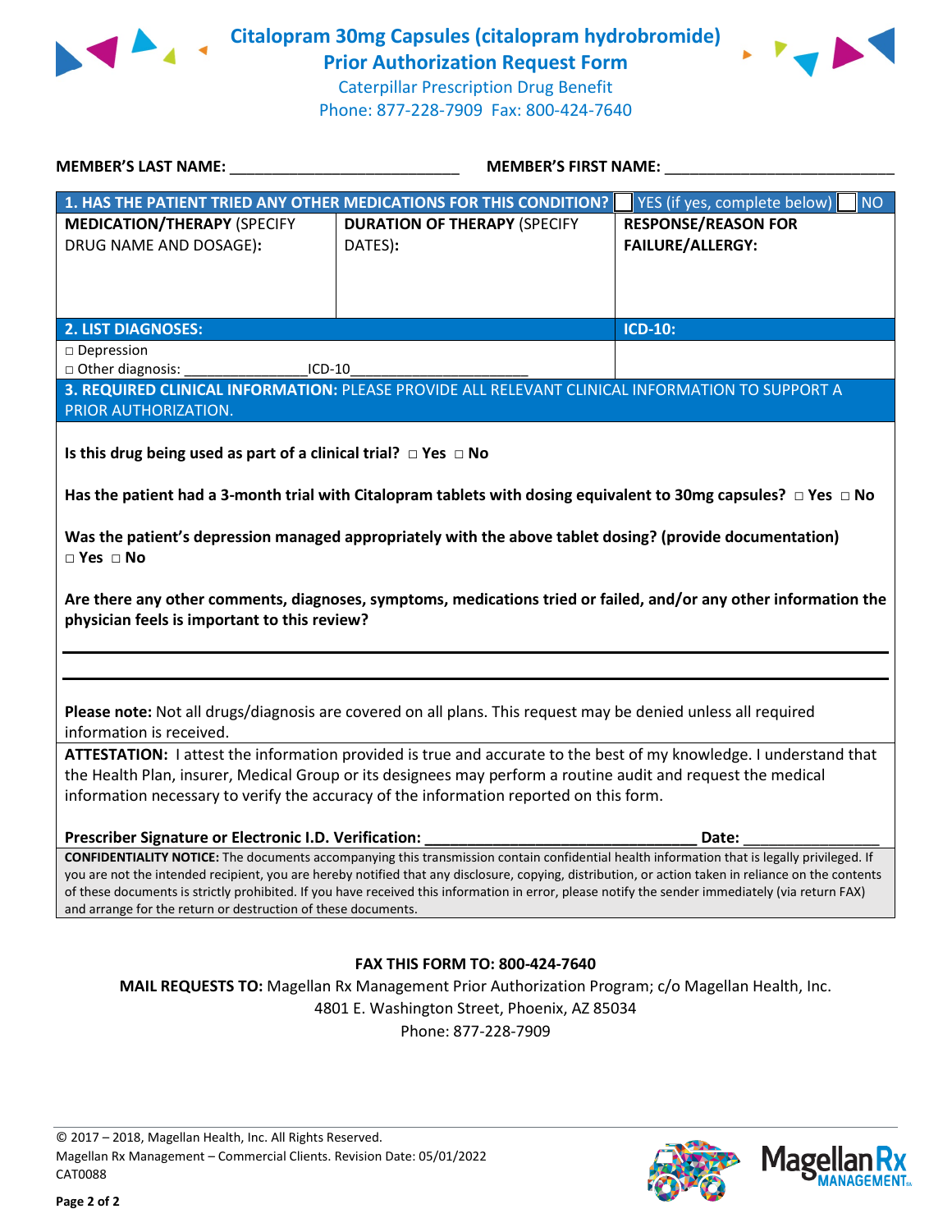# Citalopram 30mg Capsules (citalopram hydrobromide)
## Prior Authorization Request Form

Caterpillar Prescription Drug Benefit
Phone: 877-228-7909 Fax: 800-424-7640

**MEMBER'S LAST NAME:** ___________________________ **MEMBER'S FIRST NAME:** ___________________________

| **1. HAS THE PATIENT TRIED ANY OTHER MEDICATIONS FOR THIS CONDITION?** | | ☐ YES (if yes, complete below) ☐ NO |
|---|---|---|
| **MEDICATION/THERAPY** (SPECIFY DRUG NAME AND DOSAGE): | **DURATION OF THERAPY** (SPECIFY DATES): | **RESPONSE/REASON FOR FAILURE/ALLERGY:** |
| | | |

| **2. LIST DIAGNOSES:** | **ICD-10:** |
|---|---|
| □ Depression<br>□ Other diagnosis: _______________ICD-10_____________________ | |

**3. REQUIRED CLINICAL INFORMATION:** PLEASE PROVIDE ALL RELEVANT CLINICAL INFORMATION TO SUPPORT A PRIOR AUTHORIZATION.

**Is this drug being used as part of a clinical trial?** □ **Yes** □ **No**

**Has the patient had a 3-month trial with Citalopram tablets with dosing equivalent to 30mg capsules?** □ **Yes** □ **No**

**Was the patient's depression managed appropriately with the above tablet dosing? (provide documentation)**
□ **Yes** □ **No**

**Are there any other comments, diagnoses, symptoms, medications tried or failed, and/or any other information the physician feels is important to this review?**

_______________________________________________________________________________

_______________________________________________________________________________

**Please note:** Not all drugs/diagnosis are covered on all plans. This request may be denied unless all required information is received.

**ATTESTATION:** I attest the information provided is true and accurate to the best of my knowledge. I understand that the Health Plan, insurer, Medical Group or its designees may perform a routine audit and request the medical information necessary to verify the accuracy of the information reported on this form.

**Prescriber Signature or Electronic I.D. Verification:** ________________________________ **Date:** ________________

**CONFIDENTIALITY NOTICE:** The documents accompanying this transmission contain confidential health information that is legally privileged. If you are not the intended recipient, you are hereby notified that any disclosure, copying, distribution, or action taken in reliance on the contents of these documents is strictly prohibited. If you have received this information in error, please notify the sender immediately (via return FAX) and arrange for the return or destruction of these documents.

**FAX THIS FORM TO: 800-424-7640**

**MAIL REQUESTS TO:** Magellan Rx Management Prior Authorization Program; c/o Magellan Health, Inc.
4801 E. Washington Street, Phoenix, AZ 85034
Phone: 877-228-7909

© 2017 – 2018, Magellan Health, Inc. All Rights Reserved.
Magellan Rx Management – Commercial Clients. Revision Date: 05/01/2022
CAT0088